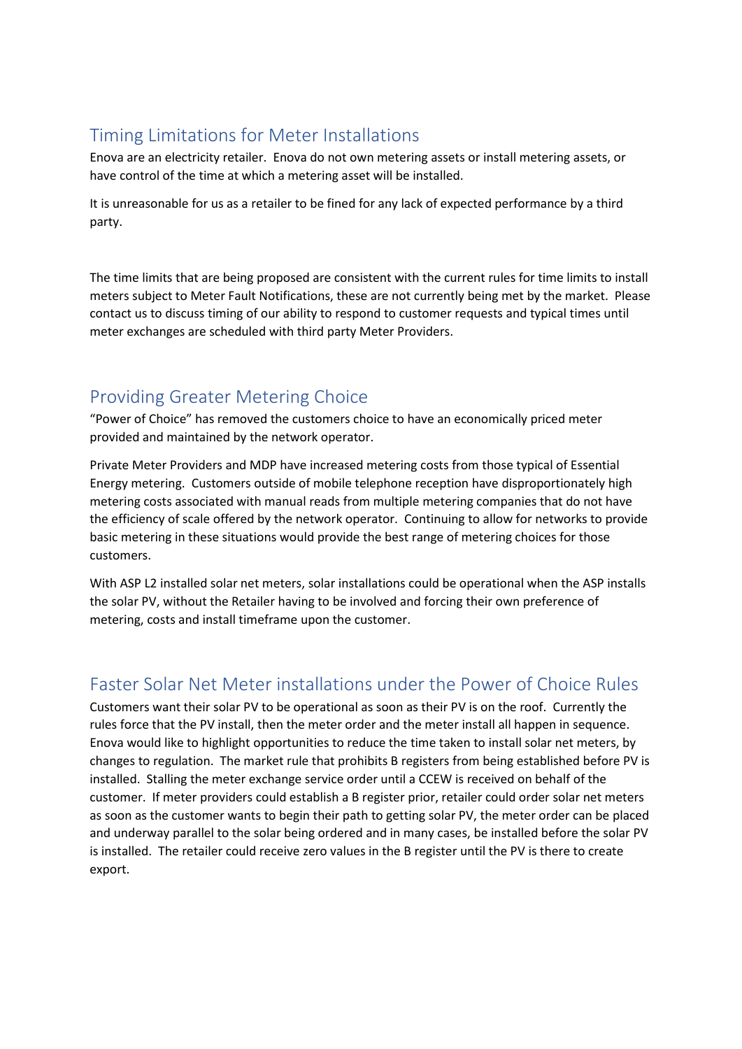## Timing Limitations for Meter Installations

Enova are an electricity retailer. Enova do not own metering assets or install metering assets, or have control of the time at which a metering asset will be installed.

It is unreasonable for us as a retailer to be fined for any lack of expected performance by a third party.

The time limits that are being proposed are consistent with the current rules for time limits to install meters subject to Meter Fault Notifications, these are not currently being met by the market. Please contact us to discuss timing of our ability to respond to customer requests and typical times until meter exchanges are scheduled with third party Meter Providers.

## Providing Greater Metering Choice

"Power of Choice" has removed the customers choice to have an economically priced meter provided and maintained by the network operator.

Private Meter Providers and MDP have increased metering costs from those typical of Essential Energy metering. Customers outside of mobile telephone reception have disproportionately high metering costs associated with manual reads from multiple metering companies that do not have the efficiency of scale offered by the network operator. Continuing to allow for networks to provide basic metering in these situations would provide the best range of metering choices for those customers.

With ASP L2 installed solar net meters, solar installations could be operational when the ASP installs the solar PV, without the Retailer having to be involved and forcing their own preference of metering, costs and install timeframe upon the customer.

## Faster Solar Net Meter installations under the Power of Choice Rules

Customers want their solar PV to be operational as soon as their PV is on the roof. Currently the rules force that the PV install, then the meter order and the meter install all happen in sequence. Enova would like to highlight opportunities to reduce the time taken to install solar net meters, by changes to regulation. The market rule that prohibits B registers from being established before PV is installed. Stalling the meter exchange service order until a CCEW is received on behalf of the customer. If meter providers could establish a B register prior, retailer could order solar net meters as soon as the customer wants to begin their path to getting solar PV, the meter order can be placed and underway parallel to the solar being ordered and in many cases, be installed before the solar PV is installed. The retailer could receive zero values in the B register until the PV is there to create export.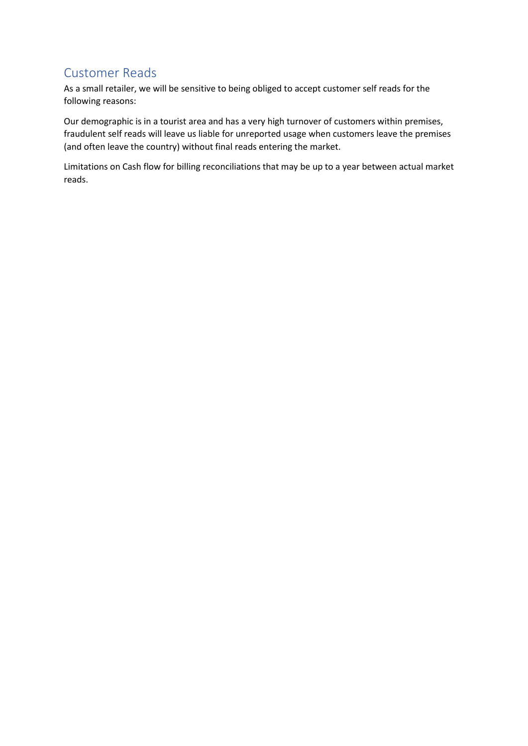## Customer Reads

As a small retailer, we will be sensitive to being obliged to accept customer self reads for the following reasons:

Our demographic is in a tourist area and has a very high turnover of customers within premises, fraudulent self reads will leave us liable for unreported usage when customers leave the premises (and often leave the country) without final reads entering the market.

Limitations on Cash flow for billing reconciliations that may be up to a year between actual market reads.